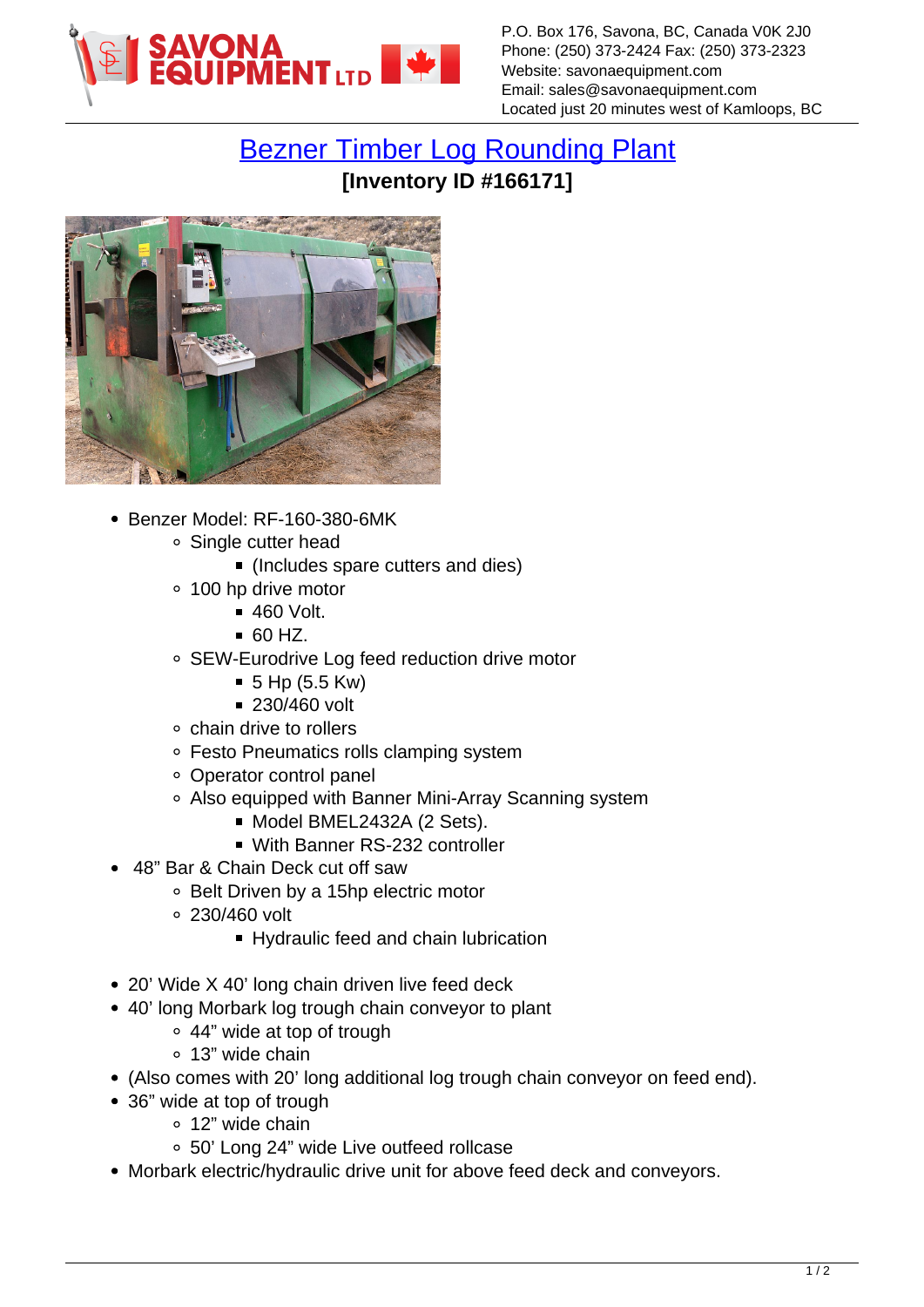P.O. Box 176, Savona, BC, Canada V0K 2J0
Phone: (250) 373-2424 Fax: (250) 373-2323
Website: savonaequipment.com
Email: sales@savonaequipment.com
Located just 20 minutes west of Kamloops, BC

# Bezner Timber Log Rounding Plant

**[Inventory ID #166171]**

- Benzer Model: RF-160-380-6MK
  - Single cutter head
    - (Includes spare cutters and dies)
  - 100 hp drive motor
    - 460 Volt.
    - 60 HZ.
  - SEW-Eurodrive Log feed reduction drive motor
    - 5 Hp (5.5 Kw)
    - 230/460 volt
  - chain drive to rollers
  - Festo Pneumatics rolls clamping system
  - Operator control panel
  - Also equipped with Banner Mini-Array Scanning system
    - Model BMEL2432A (2 Sets).
    - With Banner RS-232 controller
- 48" Bar & Chain Deck cut off saw
  - Belt Driven by a 15hp electric motor
  - 230/460 volt
    - Hydraulic feed and chain lubrication
- 20' Wide X 40' long chain driven live feed deck
- 40' long Morbark log trough chain conveyor to plant
  - 44" wide at top of trough
  - 13" wide chain
- (Also comes with 20' long additional log trough chain conveyor on feed end).
- 36" wide at top of trough
  - 12" wide chain
  - 50' Long 24" wide Live outfeed rollcase
- Morbark electric/hydraulic drive unit for above feed deck and conveyors.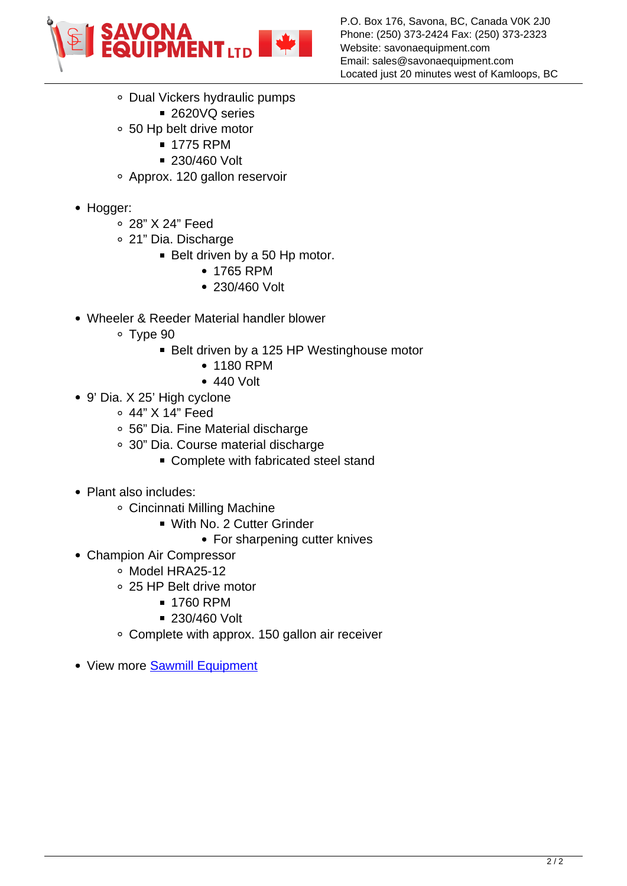- Dual Vickers hydraulic pumps
    - 2620VQ series
  - 50 Hp belt drive motor
    - 1775 RPM
    - 230/460 Volt
  - Approx. 120 gallon reservoir

- Hogger:
  - 28" X 24" Feed
  - 21" Dia. Discharge
    - Belt driven by a 50 Hp motor.
      - 1765 RPM
      - 230/460 Volt

- Wheeler & Reeder Material handler blower
  - Type 90
    - Belt driven by a 125 HP Westinghouse motor
      - 1180 RPM
      - 440 Volt
- 9' Dia. X 25' High cyclone
  - 44" X 14" Feed
  - 56" Dia. Fine Material discharge
  - 30" Dia. Course material discharge
    - Complete with fabricated steel stand

- Plant also includes:
  - Cincinnati Milling Machine
    - With No. 2 Cutter Grinder
      - For sharpening cutter knives
- Champion Air Compressor
  - Model HRA25-12
  - 25 HP Belt drive motor
    - 1760 RPM
    - 230/460 Volt
  - Complete with approx. 150 gallon air receiver

- View more Sawmill Equipment